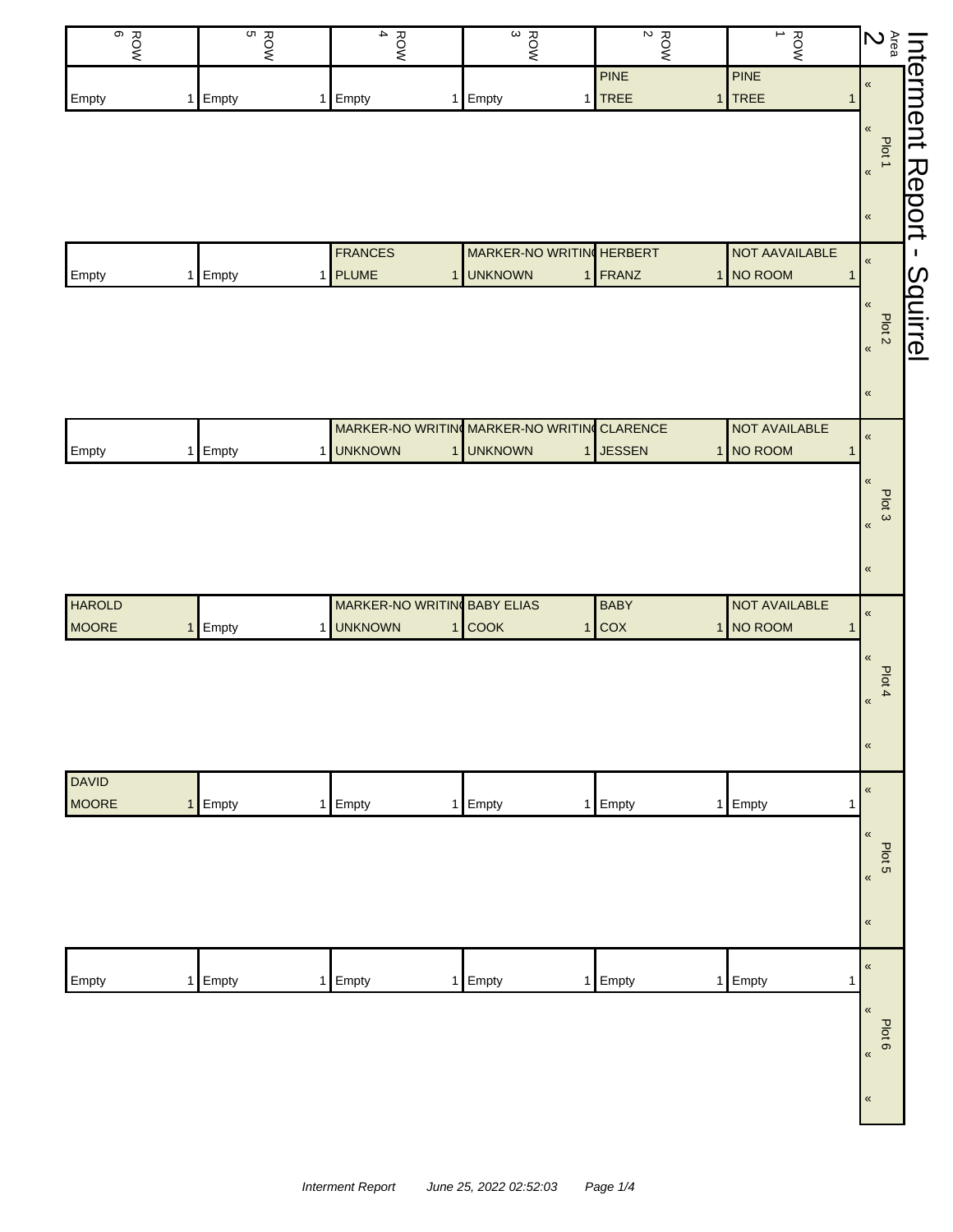# Interment Report - Squirrel

Area 2

| Plot | ROW 1 | ROW 2 | ROW 3 | ROW 4 | ROW 5 | ROW 6 |
|---|---|---|---|---|---|---|
| Plot 1 | PINE TREE 1 | PINE TREE 1 | Empty 1 | Empty 1 | Empty 1 | Empty 1 |
| Plot 2 | NOT AAVAILABLE NO ROOM 1 | HERBERT FRANZ 1 | MARKER-NO WRITIN UNKNOWN 1 | FRANCES PLUME 1 | Empty 1 | Empty 1 |
| Plot 3 | NOT AVAILABLE NO ROOM 1 | CLARENCE JESSEN 1 | MARKER-NO WRITIN UNKNOWN 1 | MARKER-NO WRITIN UNKNOWN 1 | Empty 1 | Empty 1 |
| Plot 4 | NOT AVAILABLE NO ROOM 1 | BABY COX 1 | BABY ELIAS COOK 1 | MARKER-NO WRITIN UNKNOWN 1 | Empty 1 | HAROLD MOORE 1 |
| Plot 5 | Empty 1 | Empty 1 | Empty 1 | Empty 1 | Empty 1 | DAVID MOORE 1 |
| Plot 6 | Empty 1 | Empty 1 | Empty 1 | Empty 1 | Empty 1 | Empty 1 |

*Interment Report June 25, 2022 02:52:03*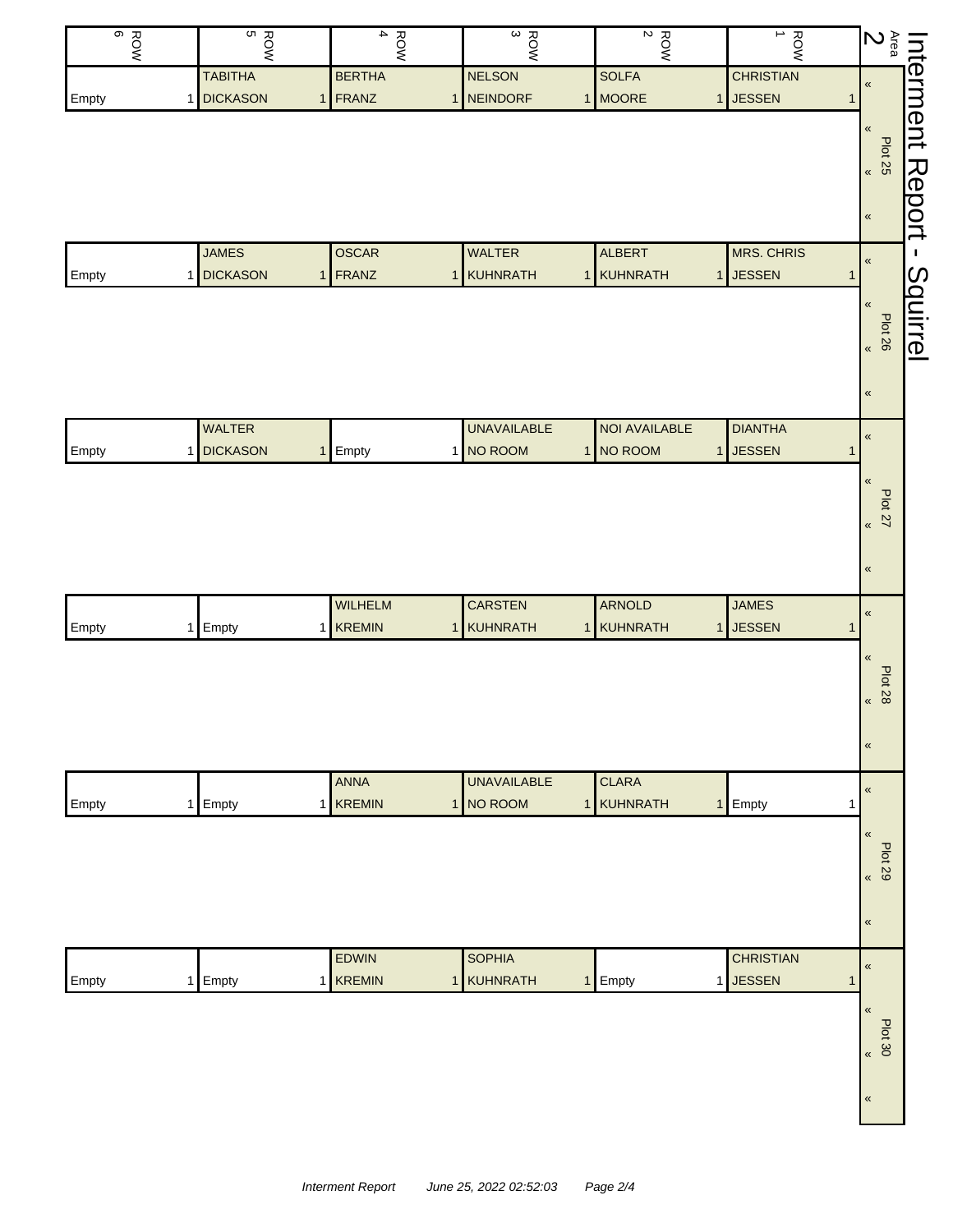# Interment Report - Squirrel

Area 2

| Plot | ROW 1 | ROW 2 | ROW 3 | ROW 4 | ROW 5 | ROW 6 |
|---|---|---|---|---|---|---|
| Plot 25 | CHRISTIAN JESSEN 1 | SOLFA MOORE 1 | NELSON NEINDORF 1 | BERTHA FRANZ 1 | TABITHA DICKASON 1 | Empty 1 |
| Plot 26 | MRS. CHRIS JESSEN 1 | ALBERT KUHNRATH 1 | WALTER KUHNRATH 1 | OSCAR FRANZ 1 | JAMES DICKASON 1 | Empty 1 |
| Plot 27 | DIANTHA JESSEN 1 | NOI AVAILABLE NO ROOM 1 | UNAVAILABLE NO ROOM 1 | Empty 1 | WALTER DICKASON 1 | Empty 1 |
| Plot 28 | JAMES JESSEN 1 | ARNOLD KUHNRATH 1 | CARSTEN KUHNRATH 1 | WILHELM KREMIN 1 | Empty 1 | Empty 1 |
| Plot 29 | Empty 1 | CLARA KUHNRATH 1 | UNAVAILABLE NO ROOM 1 | ANNA KREMIN 1 | Empty 1 | Empty 1 |
| Plot 30 | CHRISTIAN JESSEN 1 | Empty 1 | SOPHIA KUHNRATH 1 | EDWIN KREMIN 1 | Empty 1 | Empty 1 |

*Interment Report June 25, 2022 02:52:03*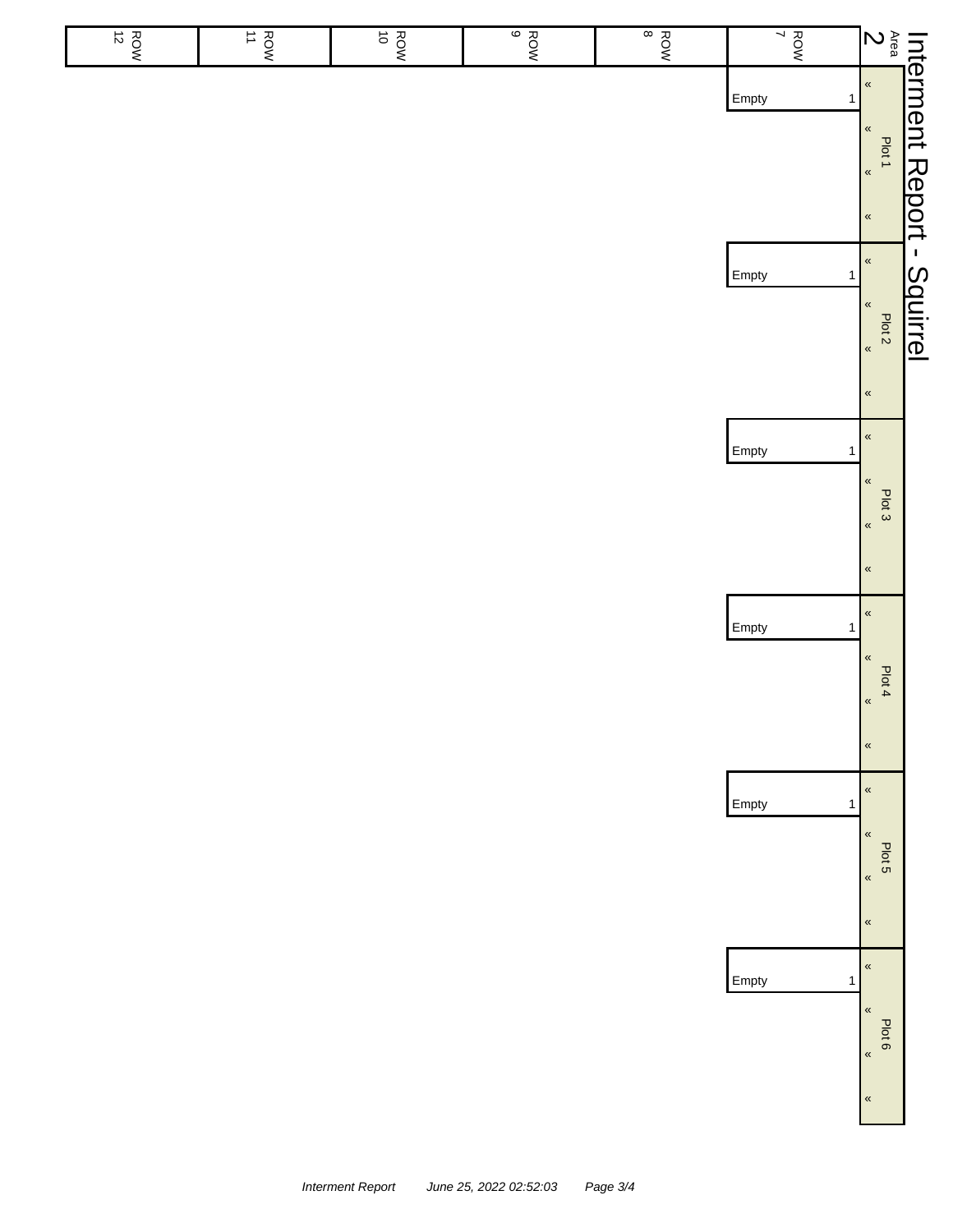# Interment Report - Squirrel

| Area 2 | ROW 7 | ROW 8 | ROW 9 | ROW 10 | ROW 11 | ROW 12 |
|---|---|---|---|---|---|---|
| Plot 1 « « « « | Empty 1 | | | | | |
| Plot 2 « « « « | Empty 1 | | | | | |
| Plot 3 « « « « | Empty 1 | | | | | |
| Plot 4 « « « « | Empty 1 | | | | | |
| Plot 5 « « « « | Empty 1 | | | | | |
| Plot 6 « « « « | Empty 1 | | | | | |

*Interment Report June 25, 2022 02:52:03*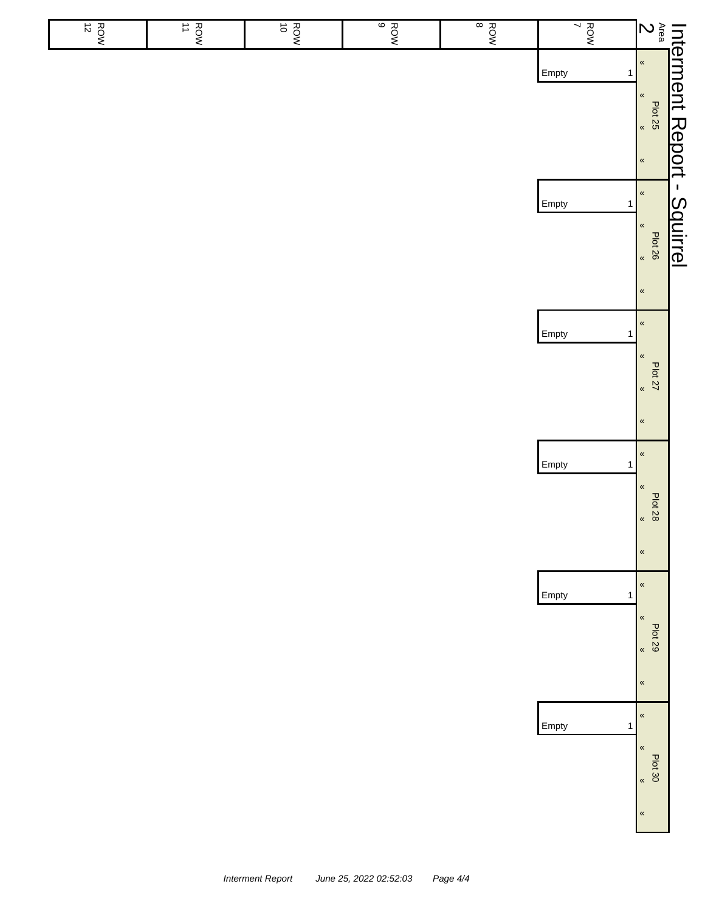# Interment Report - Squirrel

| Area 2 | ROW 7 | ROW 8 | ROW 9 | ROW 10 | ROW 11 | ROW 12 |
|---|---|---|---|---|---|---|
| Plot 25 « « « « | Empty 1 | | | | | |
| Plot 26 « « « « | Empty 1 | | | | | |
| Plot 27 « « « « | Empty 1 | | | | | |
| Plot 28 « « « « | Empty 1 | | | | | |
| Plot 29 « « « « | Empty 1 | | | | | |
| Plot 30 « « « « | Empty 1 | | | | | |

*Interment Report June 25, 2022 02:52:03*